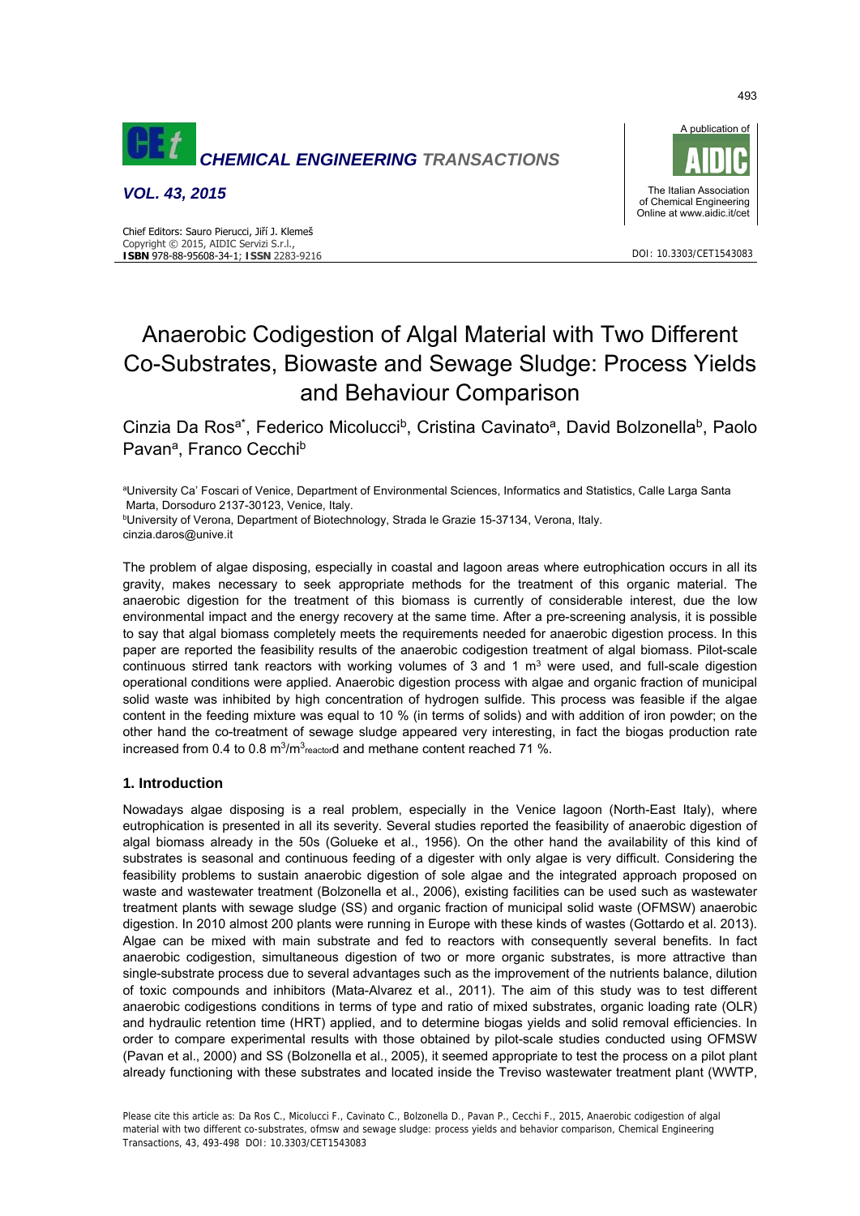# Anaerobic Codigestion of Algal Material with Two Different Co-Substrates, Biowaste and Sewage Sludge: Process Yields and Behaviour Comparison

Cinzia Da Ros[a*], Federico Micolucci[b], Cristina Cavinato[a], David Bolzonella[b], Paolo Pavan[a], Franco Cecchi[b]

[a]University Ca' Foscari of Venice, Department of Environmental Sciences, Informatics and Statistics, Calle Larga Santa Marta, Dorsoduro 2137-30123, Venice, Italy.
[b]University of Verona, Department of Biotechnology, Strada le Grazie 15-37134, Verona, Italy.
cinzia.daros@unive.it

The problem of algae disposing, especially in coastal and lagoon areas where eutrophication occurs in all its gravity, makes necessary to seek appropriate methods for the treatment of this organic material. The anaerobic digestion for the treatment of this biomass is currently of considerable interest, due the low environmental impact and the energy recovery at the same time. After a pre-screening analysis, it is possible to say that algal biomass completely meets the requirements needed for anaerobic digestion process. In this paper are reported the feasibility results of the anaerobic codigestion treatment of algal biomass. Pilot-scale continuous stirred tank reactors with working volumes of 3 and 1 $m^3$ were used, and full-scale digestion operational conditions were applied. Anaerobic digestion process with algae and organic fraction of municipal solid waste was inhibited by high concentration of hydrogen sulfide. This process was feasible if the algae content in the feeding mixture was equal to 10 % (in terms of solids) and with addition of iron powder; on the other hand the co-treatment of sewage sludge appeared very interesting, in fact the biogas production rate increased from 0.4 to 0.8 $m^3/m^3_{reactor}d$ and methane content reached 71 %.

## 1. Introduction

Nowadays algae disposing is a real problem, especially in the Venice lagoon (North-East Italy), where eutrophication is presented in all its severity. Several studies reported the feasibility of anaerobic digestion of algal biomass already in the 50s (Golueke et al., 1956). On the other hand the availability of this kind of substrates is seasonal and continuous feeding of a digester with only algae is very difficult. Considering the feasibility problems to sustain anaerobic digestion of sole algae and the integrated approach proposed on waste and wastewater treatment (Bolzonella et al., 2006), existing facilities can be used such as wastewater treatment plants with sewage sludge (SS) and organic fraction of municipal solid waste (OFMSW) anaerobic digestion. In 2010 almost 200 plants were running in Europe with these kinds of wastes (Gottardo et al. 2013). Algae can be mixed with main substrate and fed to reactors with consequently several benefits. In fact anaerobic codigestion, simultaneous digestion of two or more organic substrates, is more attractive than single-substrate process due to several advantages such as the improvement of the nutrients balance, dilution of toxic compounds and inhibitors (Mata-Alvarez et al., 2011). The aim of this study was to test different anaerobic codigestions conditions in terms of type and ratio of mixed substrates, organic loading rate (OLR) and hydraulic retention time (HRT) applied, and to determine biogas yields and solid removal efficiencies. In order to compare experimental results with those obtained by pilot-scale studies conducted using OFMSW (Pavan et al., 2000) and SS (Bolzonella et al., 2005), it seemed appropriate to test the process on a pilot plant already functioning with these substrates and located inside the Treviso wastewater treatment plant (WWTP,

Please cite this article as: Da Ros C., Micolucci F., Cavinato C., Bolzonella D., Pavan P., Cecchi F., 2015, Anaerobic codigestion of algal material with two different co-substrates, ofmsw and sewage sludge: process yields and behavior comparison, Chemical Engineering Transactions, 43, 493-498 DOI: 10.3303/CET1543083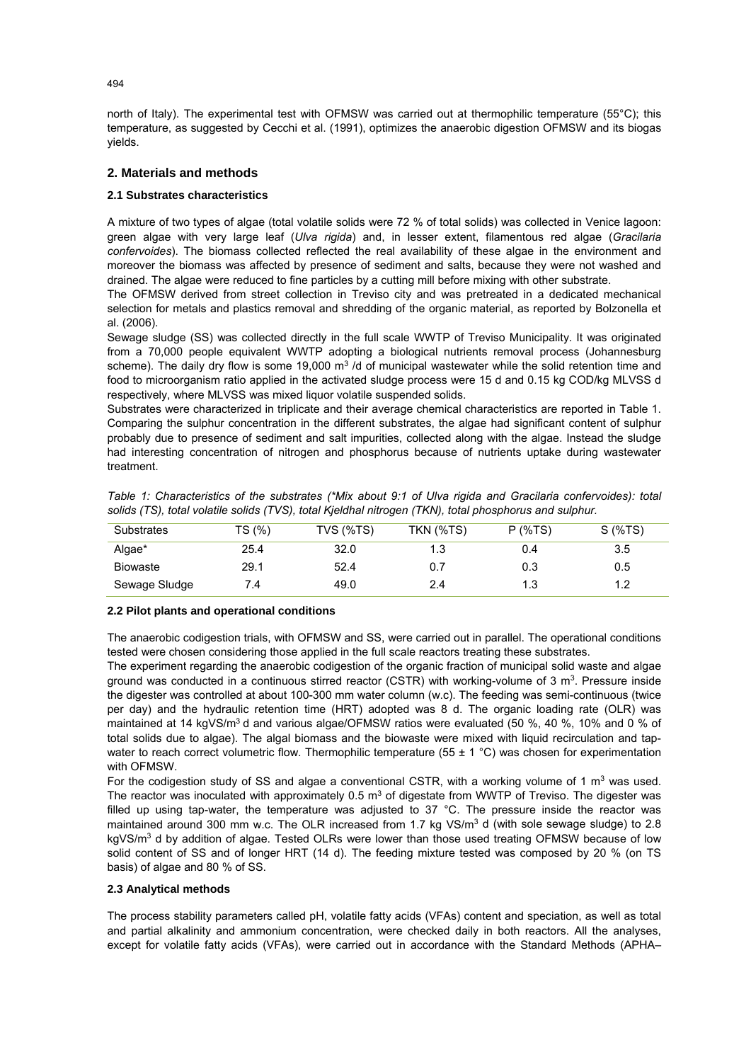north of Italy). The experimental test with OFMSW was carried out at thermophilic temperature (55°C); this temperature, as suggested by Cecchi et al. (1991), optimizes the anaerobic digestion OFMSW and its biogas yields.

## 2. Materials and methods

### 2.1 Substrates characteristics

A mixture of two types of algae (total volatile solids were 72 % of total solids) was collected in Venice lagoon: green algae with very large leaf (*Ulva rigida*) and, in lesser extent, filamentous red algae (*Gracilaria confervoides*). The biomass collected reflected the real availability of these algae in the environment and moreover the biomass was affected by presence of sediment and salts, because they were not washed and drained. The algae were reduced to fine particles by a cutting mill before mixing with other substrate.

The OFMSW derived from street collection in Treviso city and was pretreated in a dedicated mechanical selection for metals and plastics removal and shredding of the organic material, as reported by Bolzonella et al. (2006).

Sewage sludge (SS) was collected directly in the full scale WWTP of Treviso Municipality. It was originated from a 70,000 people equivalent WWTP adopting a biological nutrients removal process (Johannesburg scheme). The daily dry flow is some 19,000 $m^3$ /d of municipal wastewater while the solid retention time and food to microorganism ratio applied in the activated sludge process were 15 d and 0.15 kg COD/kg MLVSS d respectively, where MLVSS was mixed liquor volatile suspended solids.

Substrates were characterized in triplicate and their average chemical characteristics are reported in Table 1. Comparing the sulphur concentration in the different substrates, the algae had significant content of sulphur probably due to presence of sediment and salt impurities, collected along with the algae. Instead the sludge had interesting concentration of nitrogen and phosphorus because of nutrients uptake during wastewater treatment.

*Table 1: Characteristics of the substrates (\*Mix about 9:1 of Ulva rigida and Gracilaria confervoides): total solids (TS), total volatile solids (TVS), total Kjeldhal nitrogen (TKN), total phosphorus and sulphur.*

| Substrates | TS (%) | TVS (%TS) | TKN (%TS) | P (%TS) | S (%TS) |
|---|---|---|---|---|---|
| Algae* | 25.4 | 32.0 | 1.3 | 0.4 | 3.5 |
| Biowaste | 29.1 | 52.4 | 0.7 | 0.3 | 0.5 |
| Sewage Sludge | 7.4 | 49.0 | 2.4 | 1.3 | 1.2 |

### 2.2 Pilot plants and operational conditions

The anaerobic codigestion trials, with OFMSW and SS, were carried out in parallel. The operational conditions tested were chosen considering those applied in the full scale reactors treating these substrates.

The experiment regarding the anaerobic codigestion of the organic fraction of municipal solid waste and algae ground was conducted in a continuous stirred reactor (CSTR) with working-volume of 3 $m^3$. Pressure inside the digester was controlled at about 100-300 mm water column (w.c). The feeding was semi-continuous (twice per day) and the hydraulic retention time (HRT) adopted was 8 d. The organic loading rate (OLR) was maintained at 14 kgVS/$m^3$ d and various algae/OFMSW ratios were evaluated (50 %, 40 %, 10% and 0 % of total solids due to algae). The algal biomass and the biowaste were mixed with liquid recirculation and tap-water to reach correct volumetric flow. Thermophilic temperature (55 ± 1 °C) was chosen for experimentation with OFMSW.

For the codigestion study of SS and algae a conventional CSTR, with a working volume of 1 $m^3$ was used. The reactor was inoculated with approximately 0.5 $m^3$ of digestate from WWTP of Treviso. The digester was filled up using tap-water, the temperature was adjusted to 37 °C. The pressure inside the reactor was maintained around 300 mm w.c. The OLR increased from 1.7 kg VS/$m^3$ d (with sole sewage sludge) to 2.8 kgVS/$m^3$ d by addition of algae. Tested OLRs were lower than those used treating OFMSW because of low solid content of SS and of longer HRT (14 d). The feeding mixture tested was composed by 20 % (on TS basis) of algae and 80 % of SS.

### 2.3 Analytical methods

The process stability parameters called pH, volatile fatty acids (VFAs) content and speciation, as well as total and partial alkalinity and ammonium concentration, were checked daily in both reactors. All the analyses, except for volatile fatty acids (VFAs), were carried out in accordance with the Standard Methods (APHA–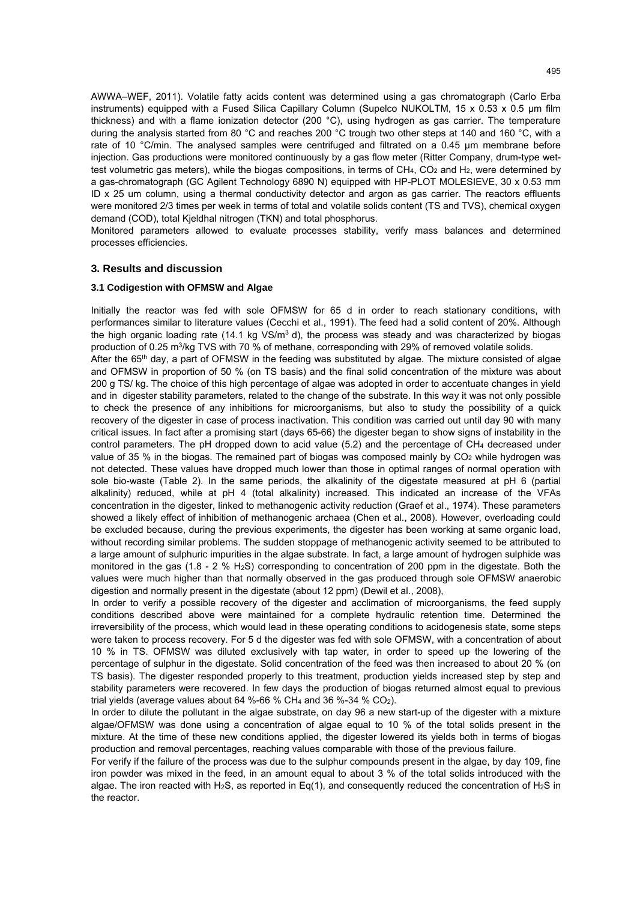AWWA–WEF, 2011). Volatile fatty acids content was determined using a gas chromatograph (Carlo Erba instruments) equipped with a Fused Silica Capillary Column (Supelco NUKOLTM, 15 x 0.53 x 0.5 µm film thickness) and with a flame ionization detector (200 °C), using hydrogen as gas carrier. The temperature during the analysis started from 80 °C and reaches 200 °C trough two other steps at 140 and 160 °C, with a rate of 10 °C/min. The analysed samples were centrifuged and filtrated on a 0.45 µm membrane before injection. Gas productions were monitored continuously by a gas flow meter (Ritter Company, drum-type wet-test volumetric gas meters), while the biogas compositions, in terms of $CH_4$, $CO_2$ and $H_2$, were determined by a gas-chromatograph (GC Agilent Technology 6890 N) equipped with HP-PLOT MOLESIEVE, 30 x 0.53 mm ID x 25 um column, using a thermal conductivity detector and argon as gas carrier. The reactors effluents were monitored 2/3 times per week in terms of total and volatile solids content (TS and TVS), chemical oxygen demand (COD), total Kjeldhal nitrogen (TKN) and total phosphorus.

Monitored parameters allowed to evaluate processes stability, verify mass balances and determined processes efficiencies.

## 3. Results and discussion

### 3.1 Codigestion with OFMSW and Algae

Initially the reactor was fed with sole OFMSW for 65 d in order to reach stationary conditions, with performances similar to literature values (Cecchi et al., 1991). The feed had a solid content of 20%. Although the high organic loading rate (14.1 kg VS/$m^3$ d), the process was steady and was characterized by biogas production of 0.25 $m^3$/kg TVS with 70 % of methane, corresponding with 29% of removed volatile solids.

After the 65th day, a part of OFMSW in the feeding was substituted by algae. The mixture consisted of algae and OFMSW in proportion of 50 % (on TS basis) and the final solid concentration of the mixture was about 200 g TS/ kg. The choice of this high percentage of algae was adopted in order to accentuate changes in yield and in digester stability parameters, related to the change of the substrate. In this way it was not only possible to check the presence of any inhibitions for microorganisms, but also to study the possibility of a quick recovery of the digester in case of process inactivation. This condition was carried out until day 90 with many critical issues. In fact after a promising start (days 65-66) the digester began to show signs of instability in the control parameters. The pH dropped down to acid value (5.2) and the percentage of $CH_4$ decreased under value of 35 % in the biogas. The remained part of biogas was composed mainly by $CO_2$ while hydrogen was not detected. These values have dropped much lower than those in optimal ranges of normal operation with sole bio-waste (Table 2). In the same periods, the alkalinity of the digestate measured at pH 6 (partial alkalinity) reduced, while at pH 4 (total alkalinity) increased. This indicated an increase of the VFAs concentration in the digester, linked to methanogenic activity reduction (Graef et al., 1974). These parameters showed a likely effect of inhibition of methanogenic archaea (Chen et al., 2008). However, overloading could be excluded because, during the previous experiments, the digester has been working at same organic load, without recording similar problems. The sudden stoppage of methanogenic activity seemed to be attributed to a large amount of sulphuric impurities in the algae substrate. In fact, a large amount of hydrogen sulphide was monitored in the gas (1.8 - 2 % $H_2S$) corresponding to concentration of 200 ppm in the digestate. Both the values were much higher than that normally observed in the gas produced through sole OFMSW anaerobic digestion and normally present in the digestate (about 12 ppm) (Dewil et al., 2008),

In order to verify a possible recovery of the digester and acclimation of microorganisms, the feed supply conditions described above were maintained for a complete hydraulic retention time. Determined the irreversibility of the process, which would lead in these operating conditions to acidogenesis state, some steps were taken to process recovery. For 5 d the digester was fed with sole OFMSW, with a concentration of about 10 % in TS. OFMSW was diluted exclusively with tap water, in order to speed up the lowering of the percentage of sulphur in the digestate. Solid concentration of the feed was then increased to about 20 % (on TS basis). The digester responded properly to this treatment, production yields increased step by step and stability parameters were recovered. In few days the production of biogas returned almost equal to previous trial yields (average values about 64 %-66 % $CH_4$ and 36 %-34 % $CO_2$).

In order to dilute the pollutant in the algae substrate, on day 96 a new start-up of the digester with a mixture algae/OFMSW was done using a concentration of algae equal to 10 % of the total solids present in the mixture. At the time of these new conditions applied, the digester lowered its yields both in terms of biogas production and removal percentages, reaching values comparable with those of the previous failure.

For verify if the failure of the process was due to the sulphur compounds present in the algae, by day 109, fine iron powder was mixed in the feed, in an amount equal to about 3 % of the total solids introduced with the algae. The iron reacted with $H_2S$, as reported in Eq(1), and consequently reduced the concentration of $H_2S$ in the reactor.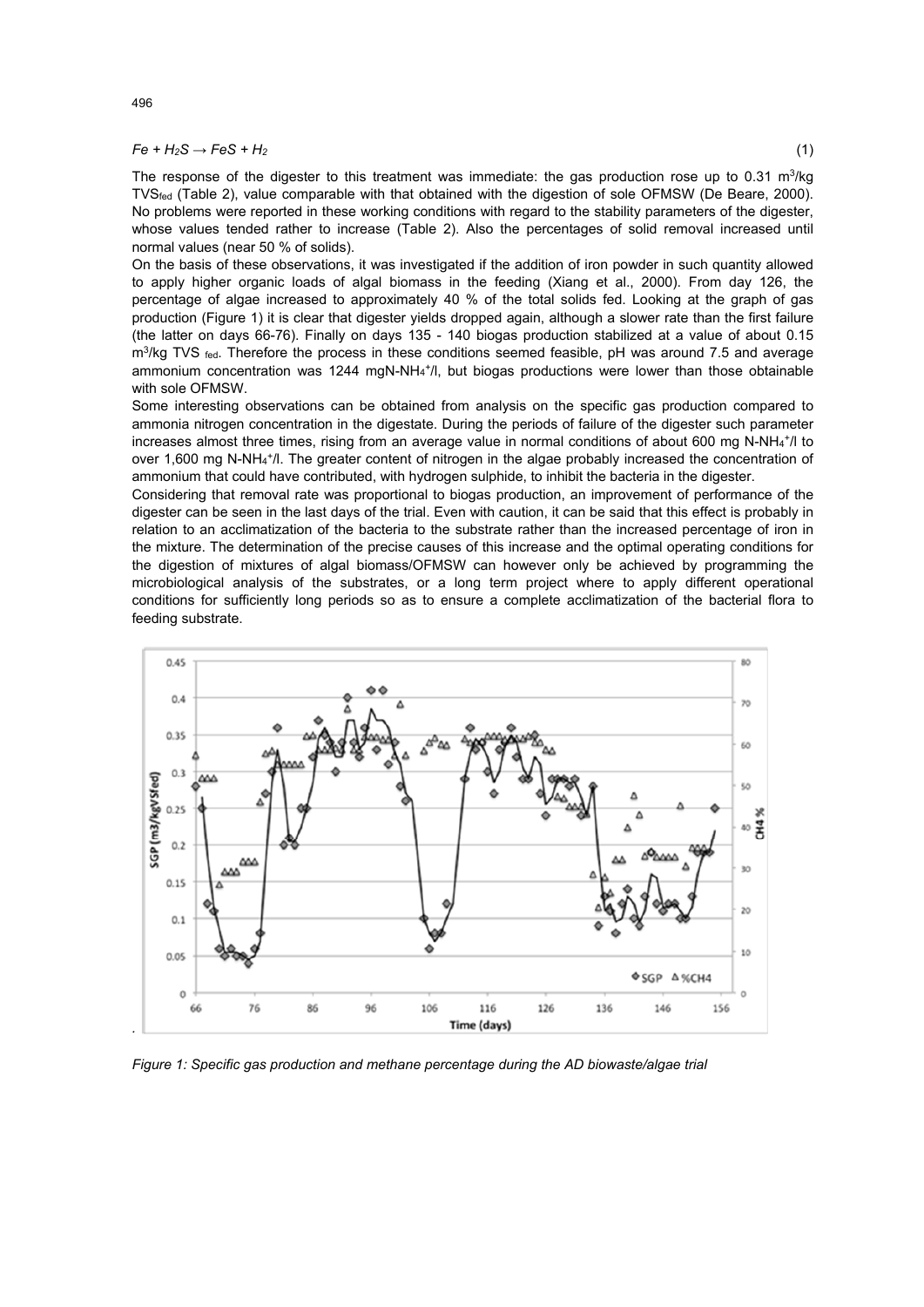$$Fe + H_2S \rightarrow FeS + H_2 \qquad (1)$$

The response of the digester to this treatment was immediate: the gas production rose up to 0.31 $m^3$/kg $TVS_{fed}$ (Table 2), value comparable with that obtained with the digestion of sole OFMSW (De Beare, 2000). No problems were reported in these working conditions with regard to the stability parameters of the digester, whose values tended rather to increase (Table 2). Also the percentages of solid removal increased until normal values (near 50 % of solids).

On the basis of these observations, it was investigated if the addition of iron powder in such quantity allowed to apply higher organic loads of algal biomass in the feeding (Xiang et al., 2000). From day 126, the percentage of algae increased to approximately 40 % of the total solids fed. Looking at the graph of gas production (Figure 1) it is clear that digester yields dropped again, although a slower rate than the first failure (the latter on days 66-76). Finally on days 135 - 140 biogas production stabilized at a value of about 0.15 $m^3$/kg TVS $_{fed}$. Therefore the process in these conditions seemed feasible, pH was around 7.5 and average ammonium concentration was 1244 mgN-$NH_4^+$/l, but biogas productions were lower than those obtainable with sole OFMSW.

Some interesting observations can be obtained from analysis on the specific gas production compared to ammonia nitrogen concentration in the digestate. During the periods of failure of the digester such parameter increases almost three times, rising from an average value in normal conditions of about 600 mg N-$NH_4^+$/l to over 1,600 mg N-$NH_4^+$/l. The greater content of nitrogen in the algae probably increased the concentration of ammonium that could have contributed, with hydrogen sulphide, to inhibit the bacteria in the digester.

Considering that removal rate was proportional to biogas production, an improvement of performance of the digester can be seen in the last days of the trial. Even with caution, it can be said that this effect is probably in relation to an acclimatization of the bacteria to the substrate rather than the increased percentage of iron in the mixture. The determination of the precise causes of this increase and the optimal operating conditions for the digestion of mixtures of algal biomass/OFMSW can however only be achieved by programming the microbiological analysis of the substrates, or a long term project where to apply different operational conditions for sufficiently long periods so as to ensure a complete acclimatization of the bacterial flora to feeding substrate.

*Figure 1: Specific gas production and methane percentage during the AD biowaste/algae trial*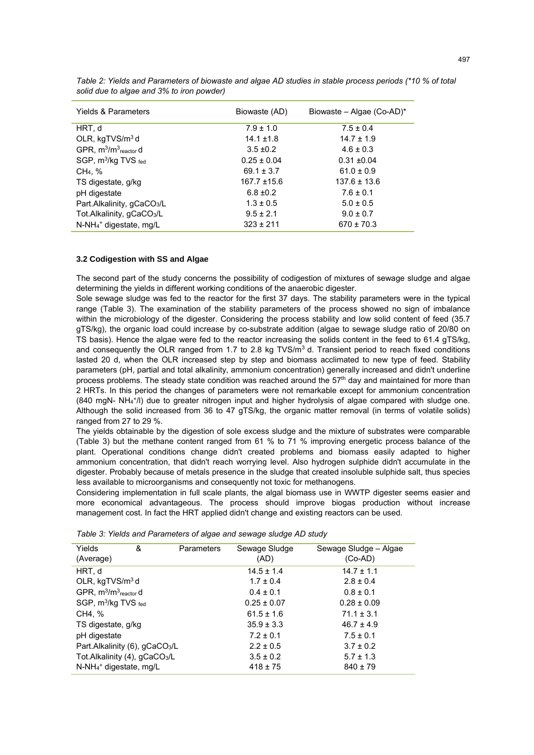*Table 2: Yields and Parameters of biowaste and algae AD studies in stable process periods (*10 % of total solid due to algae and 3% to iron powder)*

| Yields & Parameters | Biowaste (AD) | Biowaste – Algae (Co-AD)* |
|---|---|---|
| HRT, d | 7.9 ± 1.0 | 7.5 ± 0.4 |
| OLR, kgTVS/$m^3$ d | 14.1 ±1.8 | 14.7 ± 1.9 |
| GPR, $m^3/m^3_{reactor}$ d | 3.5 ±0.2 | 4.6 ± 0.3 |
| SGP, $m^3$/kg TVS $_{fed}$ | 0.25 ± 0.04 | 0.31 ±0.04 |
| $CH_4$, % | 69.1 ± 3.7 | 61.0 ± 0.9 |
| TS digestate, g/kg | 167.7 ±15.6 | 137.6 ± 13.6 |
| pH digestate | 6.8 ±0.2 | 7.6 ± 0.1 |
| Part.Alkalinity, g$CaCO_3$/L | 1.3 ± 0.5 | 5.0 ± 0.5 |
| Tot.Alkalinity, g$CaCO_3$/L | 9.5 ± 2.1 | 9.0 ± 0.7 |
| N-$NH_4^+$ digestate, mg/L | 323 ± 211 | 670 ± 70.3 |

### 3.2 Codigestion with SS and Algae

The second part of the study concerns the possibility of codigestion of mixtures of sewage sludge and algae determining the yields in different working conditions of the anaerobic digester.

Sole sewage sludge was fed to the reactor for the first 37 days. The stability parameters were in the typical range (Table 3). The examination of the stability parameters of the process showed no sign of imbalance within the microbiology of the digester. Considering the process stability and low solid content of feed (35.7 gTS/kg), the organic load could increase by co-substrate addition (algae to sewage sludge ratio of 20/80 on TS basis). Hence the algae were fed to the reactor increasing the solids content in the feed to 61.4 gTS/kg, and consequently the OLR ranged from 1.7 to 2.8 kg TVS/$m^3$ d. Transient period to reach fixed conditions lasted 20 d, when the OLR increased step by step and biomass acclimated to new type of feed. Stability parameters (pH, partial and total alkalinity, ammonium concentration) generally increased and didn't underline process problems. The steady state condition was reached around the 57th day and maintained for more than 2 HRTs. In this period the changes of parameters were not remarkable except for ammonium concentration (840 mgN- $NH_4^+$/l) due to greater nitrogen input and higher hydrolysis of algae compared with sludge one. Although the solid increased from 36 to 47 gTS/kg, the organic matter removal (in terms of volatile solids) ranged from 27 to 29 %.

The yields obtainable by the digestion of sole excess sludge and the mixture of substrates were comparable (Table 3) but the methane content ranged from 61 % to 71 % improving energetic process balance of the plant. Operational conditions change didn't created problems and biomass easily adapted to higher ammonium concentration, that didn't reach worrying level. Also hydrogen sulphide didn't accumulate in the digester. Probably because of metals presence in the sludge that created insoluble sulphide salt, thus species less available to microorganisms and consequently not toxic for methanogens.

Considering implementation in full scale plants, the algal biomass use in WWTP digester seems easier and more economical advantageous. The process should improve biogas production without increase management cost. In fact the HRT applied didn't change and existing reactors can be used.

*Table 3: Yields and Parameters of algae and sewage sludge AD study*

| Yields & Parameters (Average) | Sewage Sludge (AD) | Sewage Sludge – Algae (Co-AD) |
|---|---|---|
| HRT, d | 14.5 ± 1.4 | 14.7 ± 1.1 |
| OLR, kgTVS/$m^3$ d | 1.7 ± 0.4 | 2.8 ± 0.4 |
| GPR, $m^3/m^3_{reactor}$ d | 0.4 ± 0.1 | 0.8 ± 0.1 |
| SGP, $m^3$/kg TVS $_{fed}$ | 0.25 ± 0.07 | 0.28 ± 0.09 |
| CH4, % | 61.5 ± 1.6 | 71.1 ± 3.1 |
| TS digestate, g/kg | 35.9 ± 3.3 | 46.7 ± 4.9 |
| pH digestate | 7.2 ± 0.1 | 7.5 ± 0.1 |
| Part.Alkalinity (6), g$CaCO_3$/L | 2.2 ± 0.5 | 3.7 ± 0.2 |
| Tot.Alkalinity (4), g$CaCO_3$/L | 3.5 ± 0.2 | 5.7 ± 1.3 |
| N-$NH_4^+$ digestate, mg/L | 418 ± 75 | 840 ± 79 |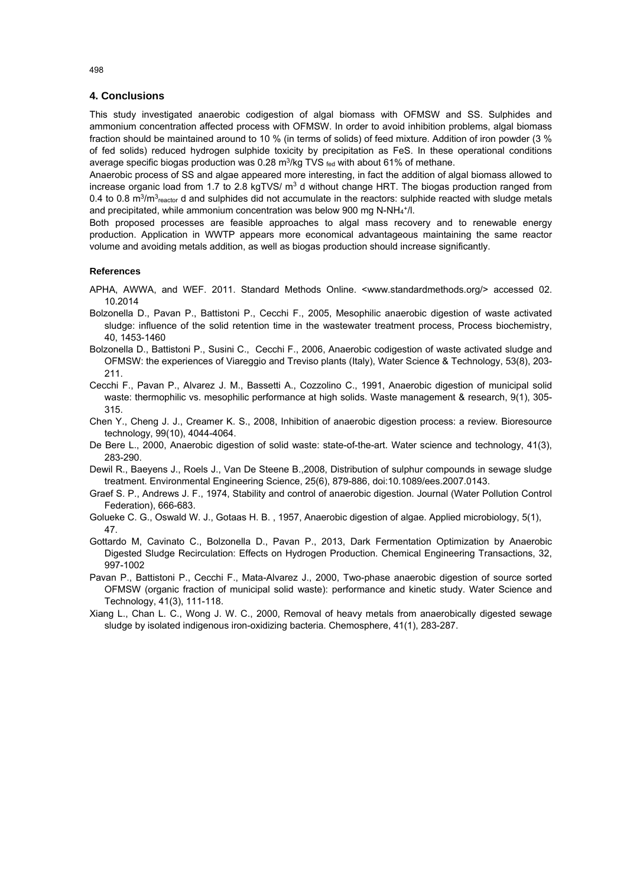## 4. Conclusions

This study investigated anaerobic codigestion of algal biomass with OFMSW and SS. Sulphides and ammonium concentration affected process with OFMSW. In order to avoid inhibition problems, algal biomass fraction should be maintained around to 10 % (in terms of solids) of feed mixture. Addition of iron powder (3 % of fed solids) reduced hydrogen sulphide toxicity by precipitation as FeS. In these operational conditions average specific biogas production was 0.28 $m^3$/kg TVS $_{fed}$ with about 61% of methane.

Anaerobic process of SS and algae appeared more interesting, in fact the addition of algal biomass allowed to increase organic load from 1.7 to 2.8 kgTVS/ $m^3$ d without change HRT. The biogas production ranged from 0.4 to 0.8 $m^3/m^3_{reactor}$ d and sulphides did not accumulate in the reactors: sulphide reacted with sludge metals and precipitated, while ammonium concentration was below 900 mg N-$NH_4^+$/l.

Both proposed processes are feasible approaches to algal mass recovery and to renewable energy production. Application in WWTP appears more economical advantageous maintaining the same reactor volume and avoiding metals addition, as well as biogas production should increase significantly.

### References

APHA, AWWA, and WEF. 2011. Standard Methods Online. <www.standardmethods.org/> accessed 02. 10.2014

Bolzonella D., Pavan P., Battistoni P., Cecchi F., 2005, Mesophilic anaerobic digestion of waste activated sludge: influence of the solid retention time in the wastewater treatment process, Process biochemistry, 40, 1453-1460

Bolzonella D., Battistoni P., Susini C., Cecchi F., 2006, Anaerobic codigestion of waste activated sludge and OFMSW: the experiences of Viareggio and Treviso plants (Italy), Water Science & Technology, 53(8), 203-211.

Cecchi F., Pavan P., Alvarez J. M., Bassetti A., Cozzolino C., 1991, Anaerobic digestion of municipal solid waste: thermophilic vs. mesophilic performance at high solids. Waste management & research, 9(1), 305-315.

Chen Y., Cheng J. J., Creamer K. S., 2008, Inhibition of anaerobic digestion process: a review. Bioresource technology, 99(10), 4044-4064.

De Bere L., 2000, Anaerobic digestion of solid waste: state-of-the-art. Water science and technology, 41(3), 283-290.

Dewil R., Baeyens J., Roels J., Van De Steene B.,2008, Distribution of sulphur compounds in sewage sludge treatment. Environmental Engineering Science, 25(6), 879-886, doi:10.1089/ees.2007.0143.

Graef S. P., Andrews J. F., 1974, Stability and control of anaerobic digestion. Journal (Water Pollution Control Federation), 666-683.

Golueke C. G., Oswald W. J., Gotaas H. B. , 1957, Anaerobic digestion of algae. Applied microbiology, 5(1), 47.

Gottardo M, Cavinato C., Bolzonella D., Pavan P., 2013, Dark Fermentation Optimization by Anaerobic Digested Sludge Recirculation: Effects on Hydrogen Production. Chemical Engineering Transactions, 32, 997-1002

Pavan P., Battistoni P., Cecchi F., Mata-Alvarez J., 2000, Two-phase anaerobic digestion of source sorted OFMSW (organic fraction of municipal solid waste): performance and kinetic study. Water Science and Technology, 41(3), 111-118.

Xiang L., Chan L. C., Wong J. W. C., 2000, Removal of heavy metals from anaerobically digested sewage sludge by isolated indigenous iron-oxidizing bacteria. Chemosphere, 41(1), 283-287.